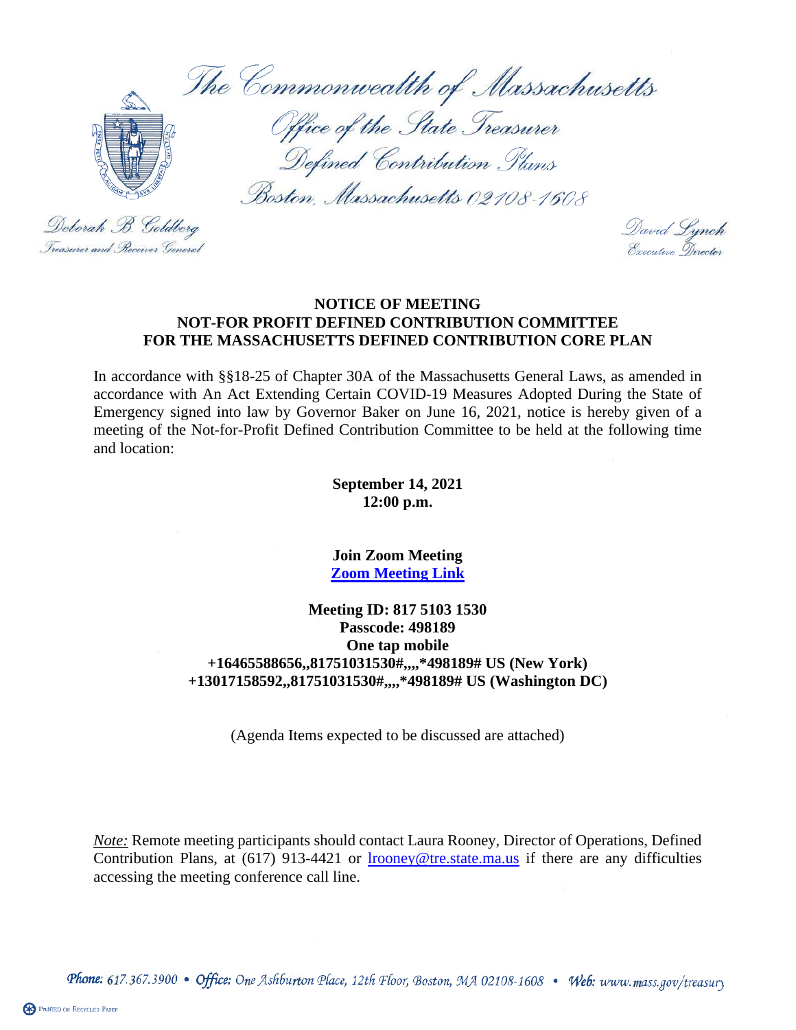The Commonwealth of Massachusetts

Office of the State Treasurer

Defined Contribution Plans

Boston, Massachusetts 02108-1608

Deborah B. Goldberg
Treasurer and Receiver General

David Lynch
Executive Director

**NOTICE OF MEETING**
**NOT-FOR PROFIT DEFINED CONTRIBUTION COMMITTEE**
**FOR THE MASSACHUSETTS DEFINED CONTRIBUTION CORE PLAN**

In accordance with §§18-25 of Chapter 30A of the Massachusetts General Laws, as amended in accordance with An Act Extending Certain COVID-19 Measures Adopted During the State of Emergency signed into law by Governor Baker on June 16, 2021, notice is hereby given of a meeting of the Not-for-Profit Defined Contribution Committee to be held at the following time and location:

**September 14, 2021**
**12:00 p.m.**

**Join Zoom Meeting**
**Zoom Meeting Link**

**Meeting ID: 817 5103 1530**
**Passcode: 498189**
**One tap mobile**
**+16465588656,,81751031530#,,,,*498189# US (New York)**
**+13017158592,,81751031530#,,,,*498189# US (Washington DC)**

(Agenda Items expected to be discussed are attached)

*Note:* Remote meeting participants should contact Laura Rooney, Director of Operations, Defined Contribution Plans, at (617) 913-4421 or lrooney@tre.state.ma.us if there are any difficulties accessing the meeting conference call line.

Phone: 617.367.3900 • Office: One Ashburton Place, 12th Floor, Boston, MA 02108-1608 • Web: www.mass.gov/treasury

PRINTED ON RECYCLED PAPER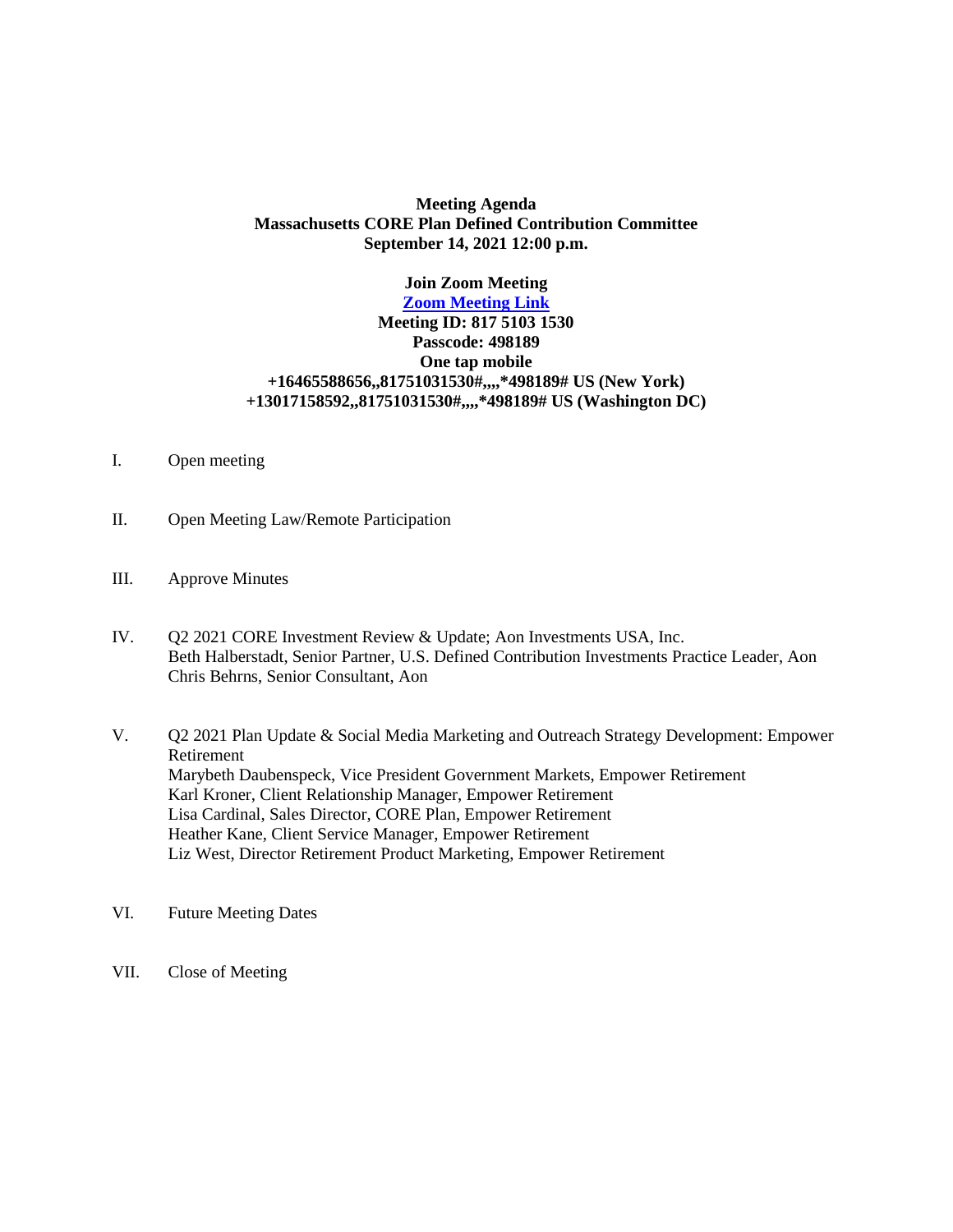**Meeting Agenda**
**Massachusetts CORE Plan Defined Contribution Committee**
**September 14, 2021 12:00 p.m.**

**Join Zoom Meeting**
**Zoom Meeting Link**
**Meeting ID: 817 5103 1530**
**Passcode: 498189**
**One tap mobile**
**+16465588656,,81751031530#,,,,*498189# US (New York)**
**+13017158592,,81751031530#,,,,*498189# US (Washington DC)**

I. Open meeting

II. Open Meeting Law/Remote Participation

III. Approve Minutes

IV. Q2 2021 CORE Investment Review & Update; Aon Investments USA, Inc.
Beth Halberstadt, Senior Partner, U.S. Defined Contribution Investments Practice Leader, Aon
Chris Behrns, Senior Consultant, Aon

V. Q2 2021 Plan Update & Social Media Marketing and Outreach Strategy Development: Empower Retirement
Marybeth Daubenspeck, Vice President Government Markets, Empower Retirement
Karl Kroner, Client Relationship Manager, Empower Retirement
Lisa Cardinal, Sales Director, CORE Plan, Empower Retirement
Heather Kane, Client Service Manager, Empower Retirement
Liz West, Director Retirement Product Marketing, Empower Retirement

VI. Future Meeting Dates

VII. Close of Meeting